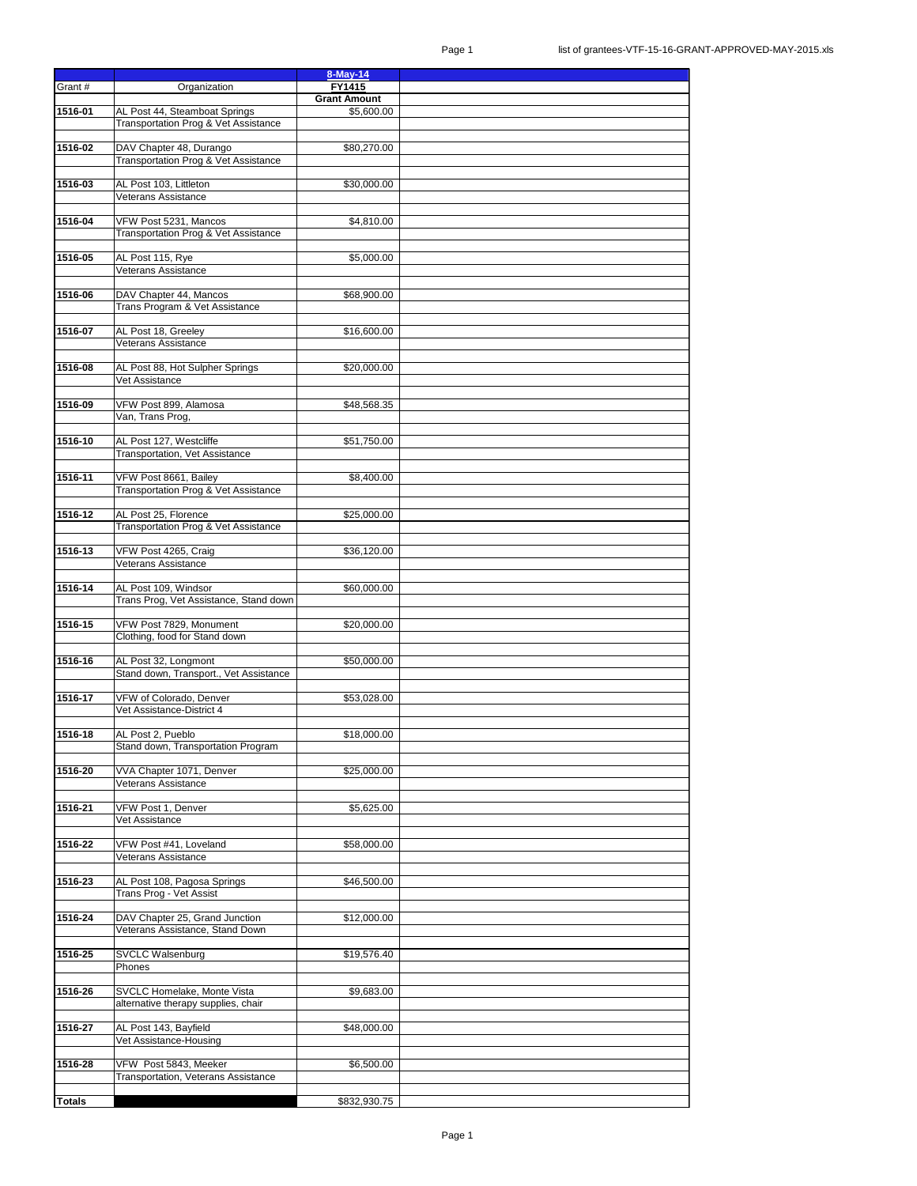| Grant # | Organization | 8-May-14 FY1415 Grant Amount | |
|---|---|---|---|
| **1516-01** | AL Post 44, Steamboat Springs | $5,600.00 | |
| | Transportation Prog & Vet Assistance | | |
| **1516-02** | DAV Chapter 48, Durango | $80,270.00 | |
| | Transportation Prog & Vet Assistance | | |
| **1516-03** | AL Post 103, Littleton | $30,000.00 | |
| | Veterans Assistance | | |
| **1516-04** | VFW Post 5231, Mancos | $4,810.00 | |
| | Transportation Prog & Vet Assistance | | |
| **1516-05** | AL Post 115, Rye | $5,000.00 | |
| | Veterans Assistance | | |
| **1516-06** | DAV Chapter 44, Mancos | $68,900.00 | |
| | Trans Program & Vet Assistance | | |
| **1516-07** | AL Post 18, Greeley | $16,600.00 | |
| | Veterans Assistance | | |
| **1516-08** | AL Post 88, Hot Sulpher Springs | $20,000.00 | |
| | Vet Assistance | | |
| **1516-09** | VFW Post 899, Alamosa | $48,568.35 | |
| | Van, Trans Prog, | | |
| **1516-10** | AL Post 127, Westcliffe | $51,750.00 | |
| | Transportation, Vet Assistance | | |
| **1516-11** | VFW Post 8661, Bailey | $8,400.00 | |
| | Transportation Prog & Vet Assistance | | |
| **1516-12** | AL Post 25, Florence | $25,000.00 | |
| | Transportation Prog & Vet Assistance | | |
| **1516-13** | VFW Post 4265, Craig | $36,120.00 | |
| | Veterans Assistance | | |
| **1516-14** | AL Post 109, Windsor | $60,000.00 | |
| | Trans Prog, Vet Assistance, Stand down | | |
| **1516-15** | VFW Post 7829, Monument | $20,000.00 | |
| | Clothing, food for Stand down | | |
| **1516-16** | AL Post 32, Longmont | $50,000.00 | |
| | Stand down, Transport., Vet Assistance | | |
| **1516-17** | VFW of Colorado, Denver | $53,028.00 | |
| | Vet Assistance-District 4 | | |
| **1516-18** | AL Post 2, Pueblo | $18,000.00 | |
| | Stand down, Transportation Program | | |
| **1516-20** | VVA Chapter 1071, Denver | $25,000.00 | |
| | Veterans Assistance | | |
| **1516-21** | VFW Post 1, Denver | $5,625.00 | |
| | Vet Assistance | | |
| **1516-22** | VFW Post #41, Loveland | $58,000.00 | |
| | Veterans Assistance | | |
| **1516-23** | AL Post 108, Pagosa Springs | $46,500.00 | |
| | Trans Prog - Vet Assist | | |
| **1516-24** | DAV Chapter 25, Grand Junction | $12,000.00 | |
| | Veterans Assistance, Stand Down | | |
| **1516-25** | SVCLC Walsenburg | $19,576.40 | |
| | Phones | | |
| **1516-26** | SVCLC Homelake, Monte Vista | $9,683.00 | |
| | alternative therapy supplies, chair | | |
| **1516-27** | AL Post 143, Bayfield | $48,000.00 | |
| | Vet Assistance-Housing | | |
| **1516-28** | VFW Post 5843, Meeker | $6,500.00 | |
| | Transportation, Veterans Assistance | | |
| **Totals** | | $832,930.75 | |